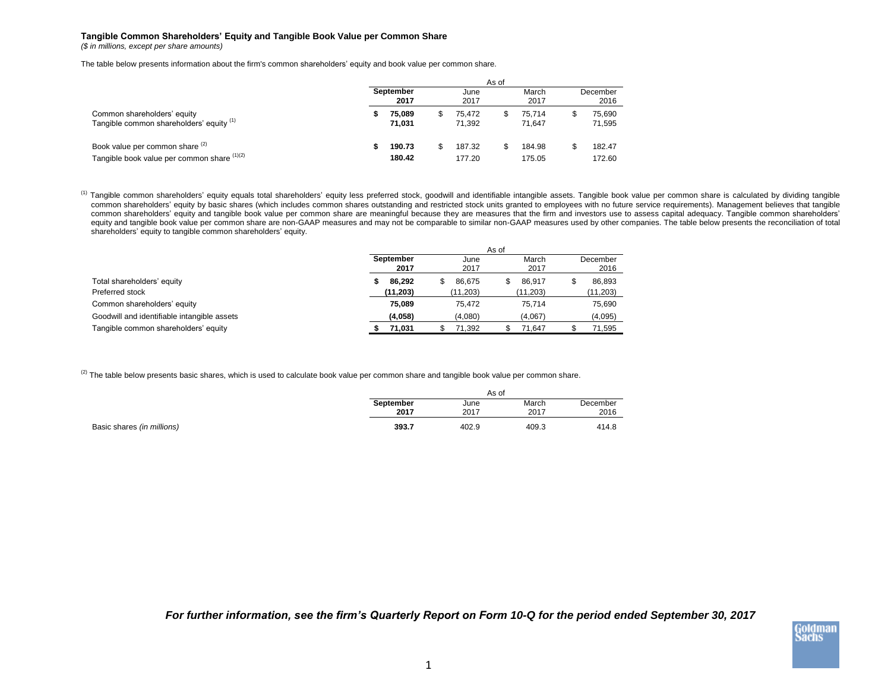## Tangible Common Shareholders' Equity and Tangible Book Value per Common Share

*($ in millions, except per share amounts)*

The table below presents information about the firm's common shareholders' equity and book value per common share.

| | As of | | | |
|---|---|---|---|---|
| | **September 2017** | June 2017 | March 2017 | December 2016 |
| Common shareholders' equity | **$ 75,089** | $ 75,472 | $ 75,714 | $ 75,690 |
| Tangible common shareholders' equity [(1)] | **71,031** | 71,392 | 71,647 | 71,595 |
| Book value per common share [(2)] | **$ 190.73** | $ 187.32 | $ 184.98 | $ 182.47 |
| Tangible book value per common share [(1)(2)] | **180.42** | 177.20 | 175.05 | 172.60 |

[(1)] Tangible common shareholders' equity equals total shareholders' equity less preferred stock, goodwill and identifiable intangible assets. Tangible book value per common share is calculated by dividing tangible common shareholders' equity by basic shares (which includes common shares outstanding and restricted stock units granted to employees with no future service requirements). Management believes that tangible common shareholders' equity and tangible book value per common share are meaningful because they are measures that the firm and investors use to assess capital adequacy. Tangible common shareholders' equity and tangible book value per common share are non-GAAP measures and may not be comparable to similar non-GAAP measures used by other companies. The table below presents the reconciliation of total shareholders' equity to tangible common shareholders' equity.

| | As of | | | |
|---|---|---|---|---|
| | **September 2017** | June 2017 | March 2017 | December 2016 |
| Total shareholders' equity | **$ 86,292** | $ 86,675 | $ 86,917 | $ 86,893 |
| Preferred stock | **(11,203)** | (11,203) | (11,203) | (11,203) |
| Common shareholders' equity | **75,089** | 75,472 | 75,714 | 75,690 |
| Goodwill and identifiable intangible assets | **(4,058)** | (4,080) | (4,067) | (4,095) |
| Tangible common shareholders' equity | **$ 71,031** | $ 71,392 | $ 71,647 | $ 71,595 |

[(2)] The table below presents basic shares, which is used to calculate book value per common share and tangible book value per common share.

| | As of | | | |
|---|---|---|---|---|
| | **September 2017** | June 2017 | March 2017 | December 2016 |
| Basic shares *(in millions)* | **393.7** | 402.9 | 409.3 | 414.8 |

***For further information, see the firm's Quarterly Report on Form 10-Q for the period ended September 30, 2017***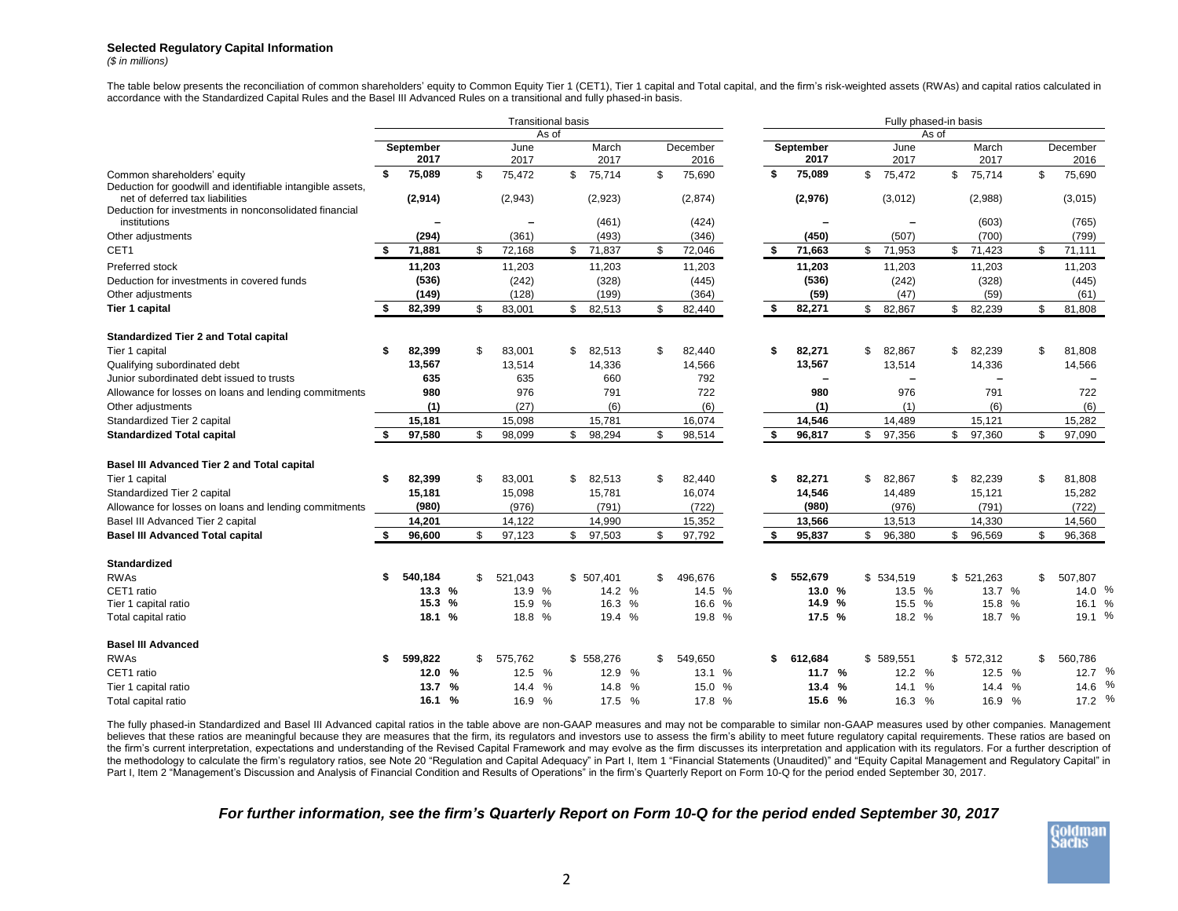**Selected Regulatory Capital Information**

*($ in millions)*

The table below presents the reconciliation of common shareholders' equity to Common Equity Tier 1 (CET1), Tier 1 capital and Total capital, and the firm's risk-weighted assets (RWAs) and capital ratios calculated in accordance with the Standardized Capital Rules and the Basel III Advanced Rules on a transitional and fully phased-in basis.

| | Transitional basis | | | | Fully phased-in basis | | | |
|---|---|---|---|---|---|---|---|---|
| | As of | | | | As of | | | |
| | **September 2017** | June 2017 | March 2017 | December 2016 | **September 2017** | June 2017 | March 2017 | December 2016 |
| Common shareholders' equity | **$ 75,089** | $ 75,472 | $ 75,714 | $ 75,690 | **$ 75,089** | $ 75,472 | $ 75,714 | $ 75,690 |
| Deduction for goodwill and identifiable intangible assets, net of deferred tax liabilities | **(2,914)** | (2,943) | (2,923) | (2,874) | **(2,976)** | (3,012) | (2,988) | (3,015) |
| Deduction for investments in nonconsolidated financial institutions | **–** | – | (461) | (424) | **–** | – | (603) | (765) |
| Other adjustments | **(294)** | (361) | (493) | (346) | **(450)** | (507) | (700) | (799) |
| CET1 | **$ 71,881** | $ 72,168 | $ 71,837 | $ 72,046 | **$ 71,663** | $ 71,953 | $ 71,423 | $ 71,111 |
| Preferred stock | **11,203** | 11,203 | 11,203 | 11,203 | **11,203** | 11,203 | 11,203 | 11,203 |
| Deduction for investments in covered funds | **(536)** | (242) | (328) | (445) | **(536)** | (242) | (328) | (445) |
| Other adjustments | **(149)** | (128) | (199) | (364) | **(59)** | (47) | (59) | (61) |
| **Tier 1 capital** | **$ 82,399** | $ 83,001 | $ 82,513 | $ 82,440 | **$ 82,271** | $ 82,867 | $ 82,239 | $ 81,808 |
| **Standardized Tier 2 and Total capital** | | | | | | | | |
| Tier 1 capital | **$ 82,399** | $ 83,001 | $ 82,513 | $ 82,440 | **$ 82,271** | $ 82,867 | $ 82,239 | $ 81,808 |
| Qualifying subordinated debt | **13,567** | 13,514 | 14,336 | 14,566 | **13,567** | 13,514 | 14,336 | 14,566 |
| Junior subordinated debt issued to trusts | **635** | 635 | 660 | 792 | **–** | – | – | – |
| Allowance for losses on loans and lending commitments | **980** | 976 | 791 | 722 | **980** | 976 | 791 | 722 |
| Other adjustments | **(1)** | (27) | (6) | (6) | **(1)** | (1) | (6) | (6) |
| Standardized Tier 2 capital | **15,181** | 15,098 | 15,781 | 16,074 | **14,546** | 14,489 | 15,121 | 15,282 |
| **Standardized Total capital** | **$ 97,580** | $ 98,099 | $ 98,294 | $ 98,514 | **$ 96,817** | $ 97,356 | $ 97,360 | $ 97,090 |
| **Basel III Advanced Tier 2 and Total capital** | | | | | | | | |
| Tier 1 capital | **$ 82,399** | $ 83,001 | $ 82,513 | $ 82,440 | **$ 82,271** | $ 82,867 | $ 82,239 | $ 81,808 |
| Standardized Tier 2 capital | **15,181** | 15,098 | 15,781 | 16,074 | **14,546** | 14,489 | 15,121 | 15,282 |
| Allowance for losses on loans and lending commitments | **(980)** | (976) | (791) | (722) | **(980)** | (976) | (791) | (722) |
| Basel III Advanced Tier 2 capital | **14,201** | 14,122 | 14,990 | 15,352 | **13,566** | 13,513 | 14,330 | 14,560 |
| **Basel III Advanced Total capital** | **$ 96,600** | $ 97,123 | $ 97,503 | $ 97,792 | **$ 95,837** | $ 96,380 | $ 96,569 | $ 96,368 |
| **Standardized** | | | | | | | | |
| RWAs | **$ 540,184** | $ 521,043 | $ 507,401 | $ 496,676 | **$ 552,679** | $ 534,519 | $ 521,263 | $ 507,807 |
| CET1 ratio | **13.3 %** | 13.9 % | 14.2 % | 14.5 % | **13.0 %** | 13.5 % | 13.7 % | 14.0 % |
| Tier 1 capital ratio | **15.3 %** | 15.9 % | 16.3 % | 16.6 % | **14.9 %** | 15.5 % | 15.8 % | 16.1 % |
| Total capital ratio | **18.1 %** | 18.8 % | 19.4 % | 19.8 % | **17.5 %** | 18.2 % | 18.7 % | 19.1 % |
| **Basel III Advanced** | | | | | | | | |
| RWAs | **$ 599,822** | $ 575,762 | $ 558,276 | $ 549,650 | **$ 612,684** | $ 589,551 | $ 572,312 | $ 560,786 |
| CET1 ratio | **12.0 %** | 12.5 % | 12.9 % | 13.1 % | **11.7 %** | 12.2 % | 12.5 % | 12.7 % |
| Tier 1 capital ratio | **13.7 %** | 14.4 % | 14.8 % | 15.0 % | **13.4 %** | 14.1 % | 14.4 % | 14.6 % |
| Total capital ratio | **16.1 %** | 16.9 % | 17.5 % | 17.8 % | **15.6 %** | 16.3 % | 16.9 % | 17.2 % |

The fully phased-in Standardized and Basel III Advanced capital ratios in the table above are non-GAAP measures and may not be comparable to similar non-GAAP measures used by other companies. Management believes that these ratios are meaningful because they are measures that the firm, its regulators and investors use to assess the firm's ability to meet future regulatory capital requirements. These ratios are based on the firm's current interpretation, expectations and understanding of the Revised Capital Framework and may evolve as the firm discusses its interpretation and application with its regulators. For a further description of the methodology to calculate the firm's regulatory ratios, see Note 20 "Regulation and Capital Adequacy" in Part I, Item 1 "Financial Statements (Unaudited)" and "Equity Capital Management and Regulatory Capital" in Part I, Item 2 "Management's Discussion and Analysis of Financial Condition and Results of Operations" in the firm's Quarterly Report on Form 10-Q for the period ended September 30, 2017.

***For further information, see the firm's Quarterly Report on Form 10-Q for the period ended September 30, 2017***

Goldman Sachs